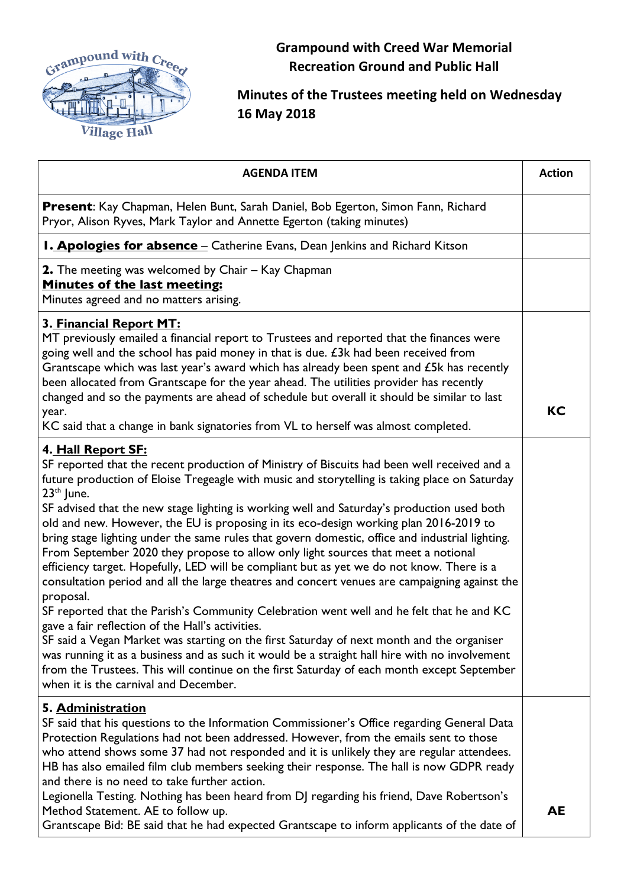# Grampound with Creed War Memorial Recreation Ground and Public Hall

## Minutes of the Trustees meeting held on Wednesday 16 May 2018

| AGENDA ITEM | Action |
|---|---|
| **Present**: Kay Chapman, Helen Bunt, Sarah Daniel, Bob Egerton, Simon Fann, Richard Pryor, Alison Ryves, Mark Taylor and Annette Egerton (taking minutes) | |
| **1. Apologies for absence** – Catherine Evans, Dean Jenkins and Richard Kitson | |
| **2.** The meeting was welcomed by Chair – Kay Chapman<br>**Minutes of the last meeting:**<br>Minutes agreed and no matters arising. | |
| **3. Financial Report MT:**<br>MT previously emailed a financial report to Trustees and reported that the finances were going well and the school has paid money in that is due. £3k had been received from Grantscape which was last year's award which has already been spent and £5k has recently been allocated from Grantscape for the year ahead. The utilities provider has recently changed and so the payments are ahead of schedule but overall it should be similar to last year.<br>KC said that a change in bank signatories from VL to herself was almost completed. | **KC** |
| **4. Hall Report SF:**<br>SF reported that the recent production of Ministry of Biscuits had been well received and a future production of Eloise Tregeagle with music and storytelling is taking place on Saturday 23th June.<br>SF advised that the new stage lighting is working well and Saturday's production used both old and new. However, the EU is proposing in its eco-design working plan 2016-2019 to bring stage lighting under the same rules that govern domestic, office and industrial lighting. From September 2020 they propose to allow only light sources that meet a notional efficiency target. Hopefully, LED will be compliant but as yet we do not know. There is a consultation period and all the large theatres and concert venues are campaigning against the proposal.<br>SF reported that the Parish's Community Celebration went well and he felt that he and KC gave a fair reflection of the Hall's activities.<br>SF said a Vegan Market was starting on the first Saturday of next month and the organiser was running it as a business and as such it would be a straight hall hire with no involvement from the Trustees. This will continue on the first Saturday of each month except September when it is the carnival and December. | |
| **5. Administration**<br>SF said that his questions to the Information Commissioner's Office regarding General Data Protection Regulations had not been addressed. However, from the emails sent to those who attend shows some 37 had not responded and it is unlikely they are regular attendees. HB has also emailed film club members seeking their response. The hall is now GDPR ready and there is no need to take further action.<br>Legionella Testing. Nothing has been heard from DJ regarding his friend, Dave Robertson's Method Statement. AE to follow up.<br>Grantscape Bid: BE said that he had expected Grantscape to inform applicants of the date of | **AE** |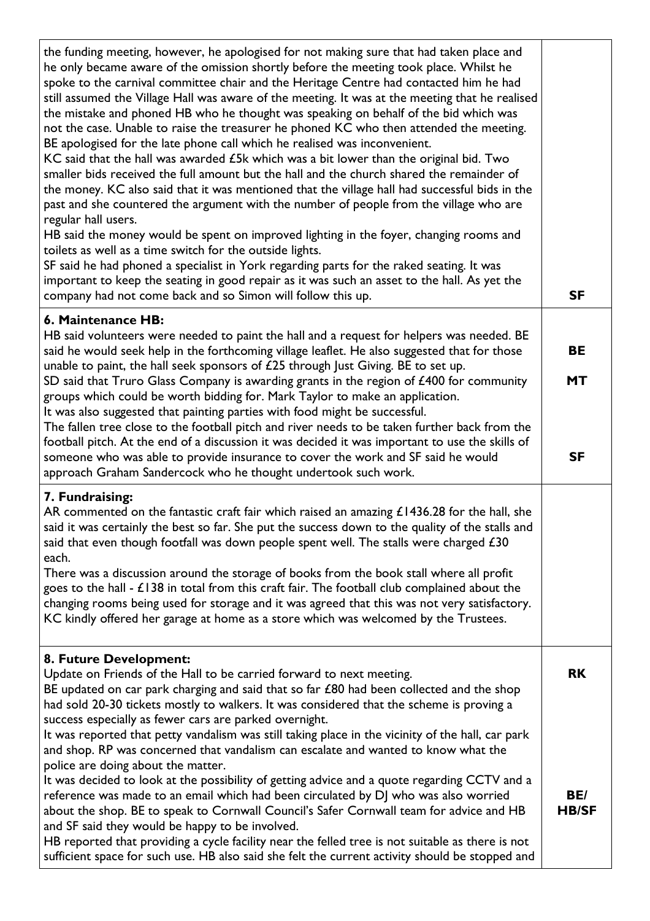| | |
|---|---|
| the funding meeting, however, he apologised for not making sure that had taken place and he only became aware of the omission shortly before the meeting took place. Whilst he spoke to the carnival committee chair and the Heritage Centre had contacted him he had still assumed the Village Hall was aware of the meeting. It was at the meeting that he realised the mistake and phoned HB who he thought was speaking on behalf of the bid which was not the case. Unable to raise the treasurer he phoned KC who then attended the meeting. BE apologised for the late phone call which he realised was inconvenient.<br>KC said that the hall was awarded £5k which was a bit lower than the original bid. Two smaller bids received the full amount but the hall and the church shared the remainder of the money. KC also said that it was mentioned that the village hall had successful bids in the past and she countered the argument with the number of people from the village who are regular hall users.<br>HB said the money would be spent on improved lighting in the foyer, changing rooms and toilets as well as a time switch for the outside lights.<br>SF said he had phoned a specialist in York regarding parts for the raked seating. It was important to keep the seating in good repair as it was such an asset to the hall. As yet the company had not come back and so Simon will follow this up. | **SF** |
| **6. Maintenance HB:**<br>HB said volunteers were needed to paint the hall and a request for helpers was needed. BE said he would seek help in the forthcoming village leaflet. He also suggested that for those unable to paint, the hall seek sponsors of £25 through Just Giving. BE to set up.<br>SD said that Truro Glass Company is awarding grants in the region of £400 for community groups which could be worth bidding for. Mark Taylor to make an application.<br>It was also suggested that painting parties with food might be successful.<br>The fallen tree close to the football pitch and river needs to be taken further back from the football pitch. At the end of a discussion it was decided it was important to use the skills of someone who was able to provide insurance to cover the work and SF said he would approach Graham Sandercock who he thought undertook such work. | **BE**<br><br>**MT**<br><br>**SF** |
| **7. Fundraising:**<br>AR commented on the fantastic craft fair which raised an amazing £1436.28 for the hall, she said it was certainly the best so far. She put the success down to the quality of the stalls and said that even though footfall was down people spent well. The stalls were charged £30 each.<br>There was a discussion around the storage of books from the book stall where all profit goes to the hall - £138 in total from this craft fair. The football club complained about the changing rooms being used for storage and it was agreed that this was not very satisfactory. KC kindly offered her garage at home as a store which was welcomed by the Trustees. | |
| **8. Future Development:**<br>Update on Friends of the Hall to be carried forward to next meeting.<br>BE updated on car park charging and said that so far £80 had been collected and the shop had sold 20-30 tickets mostly to walkers. It was considered that the scheme is proving a success especially as fewer cars are parked overnight.<br>It was reported that petty vandalism was still taking place in the vicinity of the hall, car park and shop. RP was concerned that vandalism can escalate and wanted to know what the police are doing about the matter.<br>It was decided to look at the possibility of getting advice and a quote regarding CCTV and a reference was made to an email which had been circulated by DJ who was also worried about the shop. BE to speak to Cornwall Council's Safer Cornwall team for advice and HB and SF said they would be happy to be involved.<br>HB reported that providing a cycle facility near the felled tree is not suitable as there is not sufficient space for such use. HB also said she felt the current activity should be stopped and | **RK**<br><br>**BE/ HB/SF** |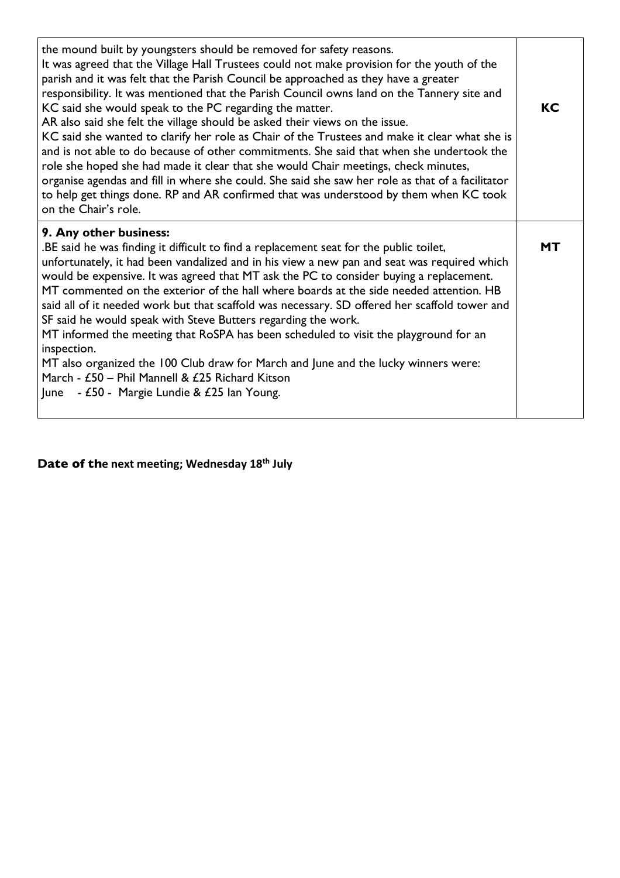| | |
|---|---|
| the mound built by youngsters should be removed for safety reasons.<br>It was agreed that the Village Hall Trustees could not make provision for the youth of the parish and it was felt that the Parish Council be approached as they have a greater responsibility. It was mentioned that the Parish Council owns land on the Tannery site and KC said she would speak to the PC regarding the matter.<br>AR also said she felt the village should be asked their views on the issue.<br>KC said she wanted to clarify her role as Chair of the Trustees and make it clear what she is and is not able to do because of other commitments. She said that when she undertook the role she hoped she had made it clear that she would Chair meetings, check minutes, organise agendas and fill in where she could. She said she saw her role as that of a facilitator to help get things done. RP and AR confirmed that was understood by them when KC took on the Chair's role. | **KC** |
| **9. Any other business:**<br>.BE said he was finding it difficult to find a replacement seat for the public toilet, unfortunately, it had been vandalized and in his view a new pan and seat was required which would be expensive. It was agreed that MT ask the PC to consider buying a replacement.<br>MT commented on the exterior of the hall where boards at the side needed attention. HB said all of it needed work but that scaffold was necessary. SD offered her scaffold tower and SF said he would speak with Steve Butters regarding the work.<br>MT informed the meeting that RoSPA has been scheduled to visit the playground for an inspection.<br>MT also organized the 100 Club draw for March and June and the lucky winners were:<br>March - £50 – Phil Mannell & £25 Richard Kitson<br>June - £50 - Margie Lundie & £25 Ian Young. | **MT** |

**Date of the next meeting; Wednesday 18th July**